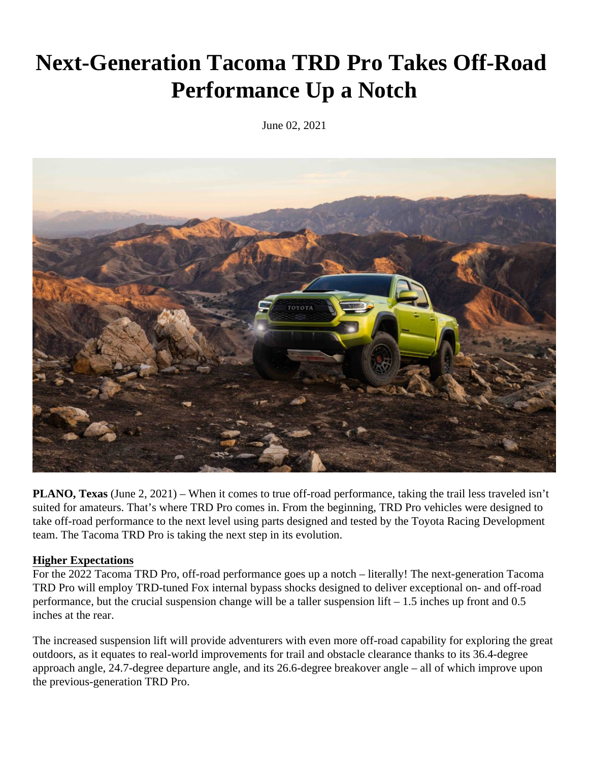# Next-Generation Tacoma TRD Pro Takes Off-Road Performance Up a Notch

June 02, 2021

**PLANO, Texas** (June 2, 2021) – When it comes to true off-road performance, taking the trail less traveled isn't suited for amateurs. That's where TRD Pro comes in. From the beginning, TRD Pro vehicles were designed to take off-road performance to the next level using parts designed and tested by the Toyota Racing Development team. The Tacoma TRD Pro is taking the next step in its evolution.

**Higher Expectations**

For the 2022 Tacoma TRD Pro, off-road performance goes up a notch – literally! The next-generation Tacoma TRD Pro will employ TRD-tuned Fox internal bypass shocks designed to deliver exceptional on- and off-road performance, but the crucial suspension change will be a taller suspension lift – 1.5 inches up front and 0.5 inches at the rear.

The increased suspension lift will provide adventurers with even more off-road capability for exploring the great outdoors, as it equates to real-world improvements for trail and obstacle clearance thanks to its 36.4-degree approach angle, 24.7-degree departure angle, and its 26.6-degree breakover angle – all of which improve upon the previous-generation TRD Pro.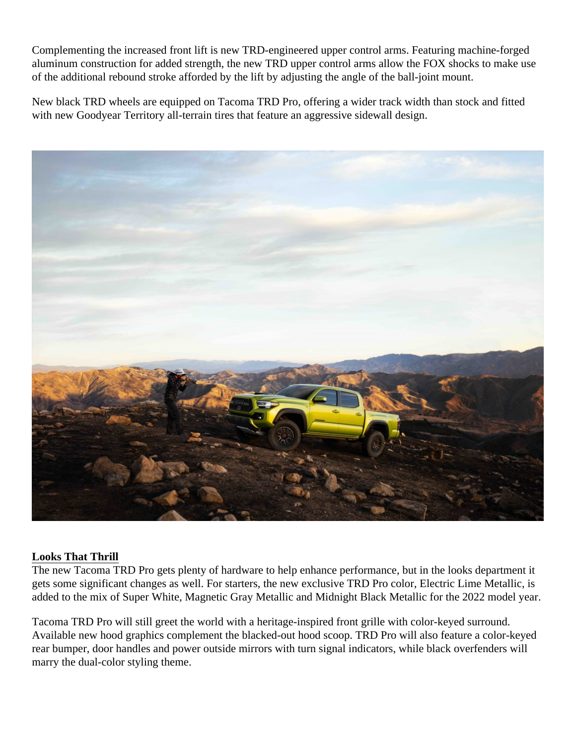Complementing the increased front lift is new TRD-engineered upper control arms. Featuring machine-forged aluminum construction for added strength, the new TRD upper control arms allow the FOX shocks to make use of the additional rebound stroke afforded by the lift by adjusting the angle of the ball-joint mount.

New black TRD wheels are equipped on Tacoma TRD Pro, offering a wider track width than stock and fitted with new Goodyear Territory all-terrain tires that feature an aggressive sidewall design.

**Looks That Thrill**

The new Tacoma TRD Pro gets plenty of hardware to help enhance performance, but in the looks department it gets some significant changes as well. For starters, the new exclusive TRD Pro color, Electric Lime Metallic, is added to the mix of Super White, Magnetic Gray Metallic and Midnight Black Metallic for the 2022 model year.

Tacoma TRD Pro will still greet the world with a heritage-inspired front grille with color-keyed surround. Available new hood graphics complement the blacked-out hood scoop. TRD Pro will also feature a color-keyed rear bumper, door handles and power outside mirrors with turn signal indicators, while black overfenders will marry the dual-color styling theme.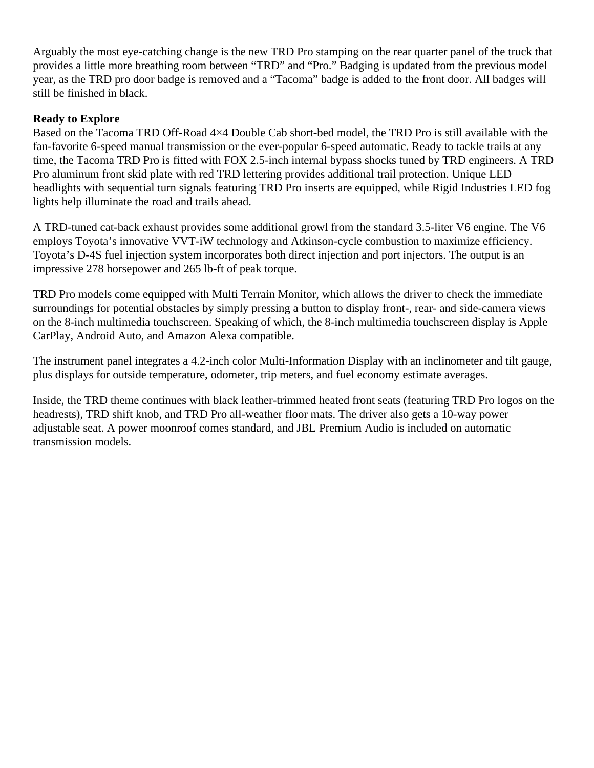Arguably the most eye-catching change is the new TRD Pro stamping on the rear quarter panel of the truck that provides a little more breathing room between "TRD" and "Pro." Badging is updated from the previous model year, as the TRD pro door badge is removed and a "Tacoma" badge is added to the front door. All badges will still be finished in black.

**Ready to Explore**

Based on the Tacoma TRD Off-Road 4×4 Double Cab short-bed model, the TRD Pro is still available with the fan-favorite 6-speed manual transmission or the ever-popular 6-speed automatic. Ready to tackle trails at any time, the Tacoma TRD Pro is fitted with FOX 2.5-inch internal bypass shocks tuned by TRD engineers. A TRD Pro aluminum front skid plate with red TRD lettering provides additional trail protection. Unique LED headlights with sequential turn signals featuring TRD Pro inserts are equipped, while Rigid Industries LED fog lights help illuminate the road and trails ahead.

A TRD-tuned cat-back exhaust provides some additional growl from the standard 3.5-liter V6 engine. The V6 employs Toyota's innovative VVT-iW technology and Atkinson-cycle combustion to maximize efficiency. Toyota's D-4S fuel injection system incorporates both direct injection and port injectors. The output is an impressive 278 horsepower and 265 lb-ft of peak torque.

TRD Pro models come equipped with Multi Terrain Monitor, which allows the driver to check the immediate surroundings for potential obstacles by simply pressing a button to display front-, rear- and side-camera views on the 8-inch multimedia touchscreen. Speaking of which, the 8-inch multimedia touchscreen display is Apple CarPlay, Android Auto, and Amazon Alexa compatible.

The instrument panel integrates a 4.2-inch color Multi-Information Display with an inclinometer and tilt gauge, plus displays for outside temperature, odometer, trip meters, and fuel economy estimate averages.

Inside, the TRD theme continues with black leather-trimmed heated front seats (featuring TRD Pro logos on the headrests), TRD shift knob, and TRD Pro all-weather floor mats. The driver also gets a 10-way power adjustable seat. A power moonroof comes standard, and JBL Premium Audio is included on automatic transmission models.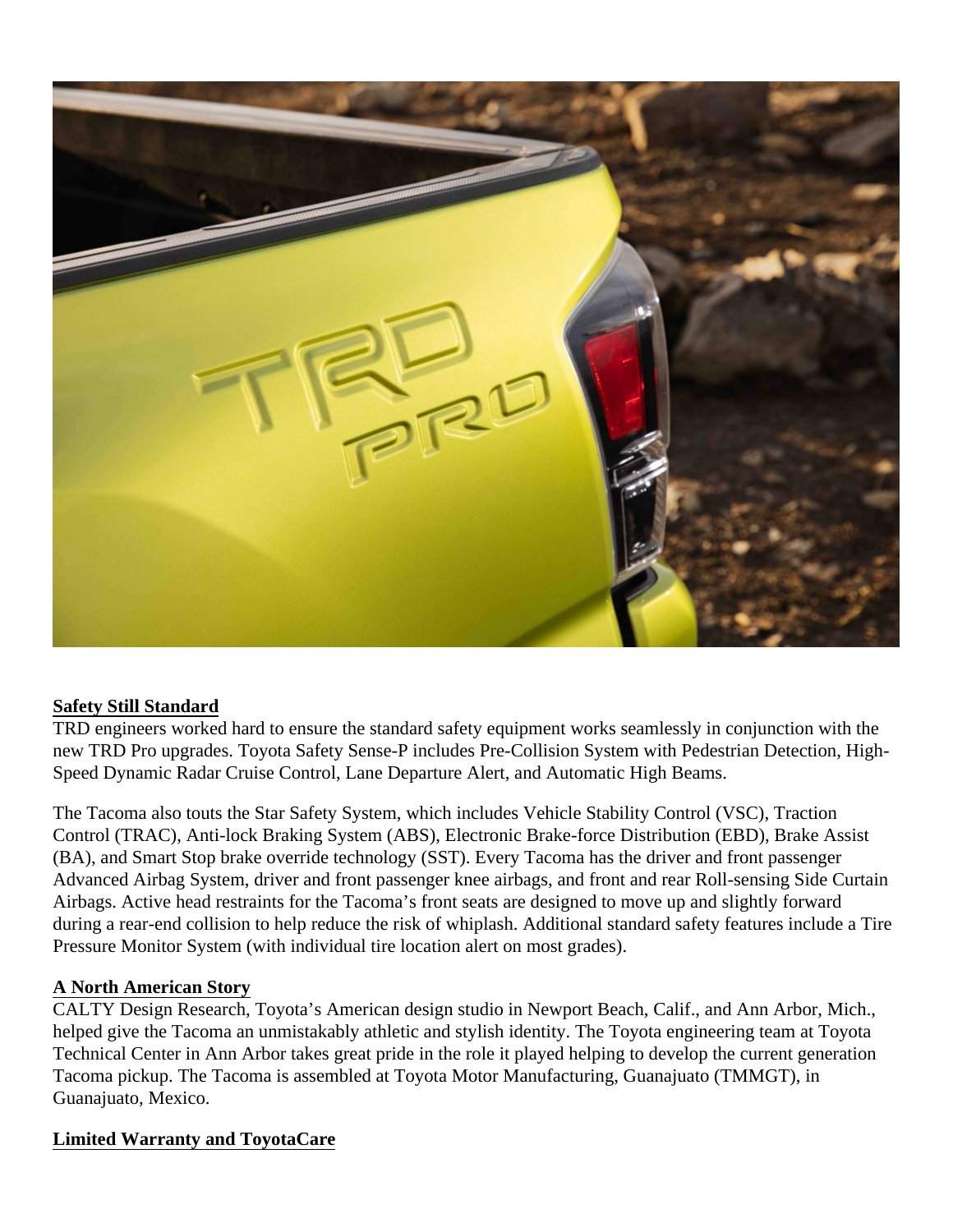## Safety Still Standard

TRD engineers worked hard to ensure the standard safety equipment works seamlessly in conjunction with the new TRD Pro upgrades. Toyota Safety Sense-P includes Pre-Collision System with Pedestrian Detection, High-Speed Dynamic Radar Cruise Control, Lane Departure Alert, and Automatic High Beams.

The Tacoma also touts the Star Safety System, which includes Vehicle Stability Control (VSC), Traction Control (TRAC), Anti-lock Braking System (ABS), Electronic Brake-force Distribution (EBD), Brake Assist (BA), and Smart Stop brake override technology (SST). Every Tacoma has the driver and front passenger Advanced Airbag System, driver and front passenger knee airbags, and front and rear Roll-sensing Side Curtain Airbags. Active head restraints for the Tacoma's front seats are designed to move up and slightly forward during a rear-end collision to help reduce the risk of whiplash. Additional standard safety features include a Tire Pressure Monitor System (with individual tire location alert on most grades).

## A North American Story

CALTY Design Research, Toyota's American design studio in Newport Beach, Calif., and Ann Arbor, Mich., helped give the Tacoma an unmistakably athletic and stylish identity. The Toyota engineering team at Toyota Technical Center in Ann Arbor takes great pride in the role it played helping to develop the current generation Tacoma pickup. The Tacoma is assembled at Toyota Motor Manufacturing, Guanajuato (TMMGT), in Guanajuato, Mexico.

## Limited Warranty and ToyotaCare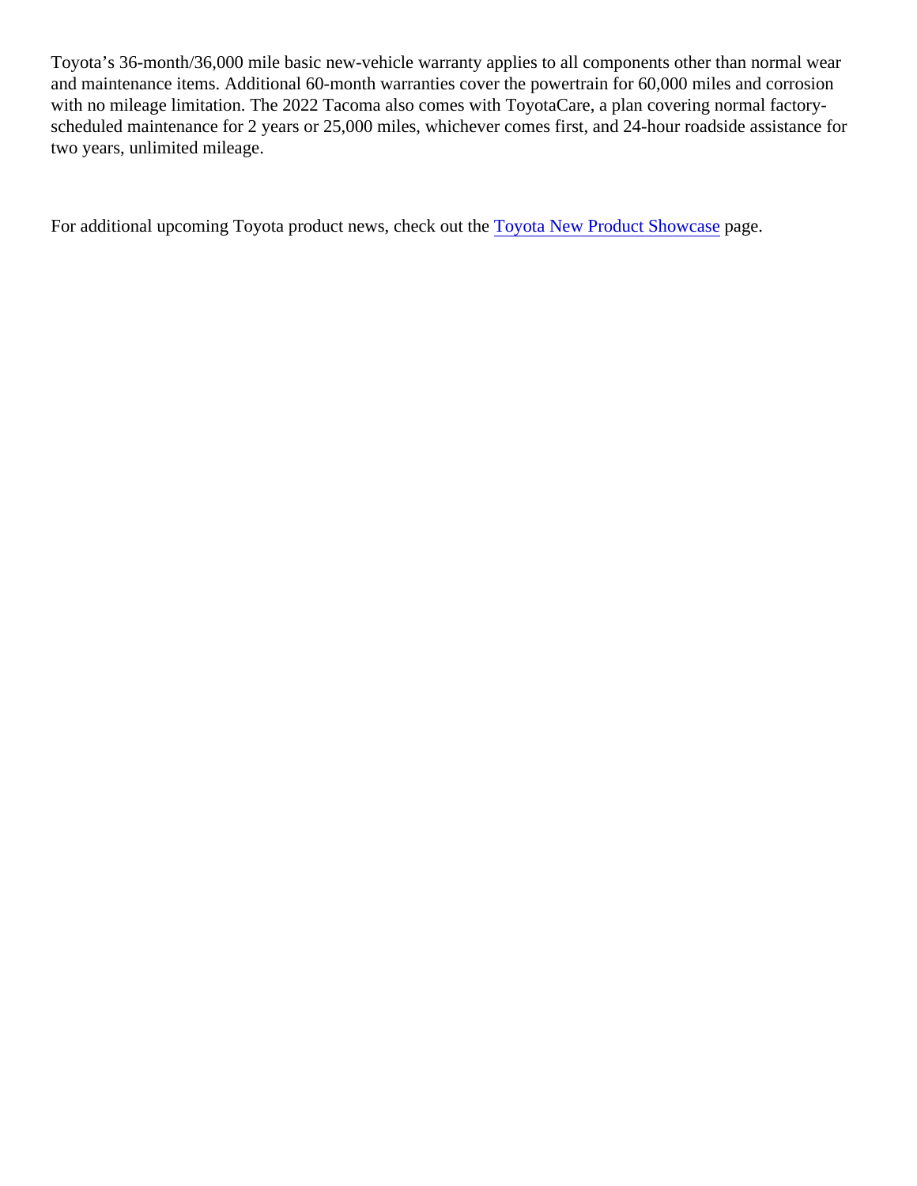Toyota's 36-month/36,000 mile basic new-vehicle warranty applies to all components other than normal wear and maintenance items. Additional 60-month warranties cover the powertrain for 60,000 miles and corrosion with no mileage limitation. The 2022 Tacoma also comes with ToyotaCare, a plan covering normal factory-scheduled maintenance for 2 years or 25,000 miles, whichever comes first, and 24-hour roadside assistance for two years, unlimited mileage.

For additional upcoming Toyota product news, check out the Toyota New Product Showcase page.